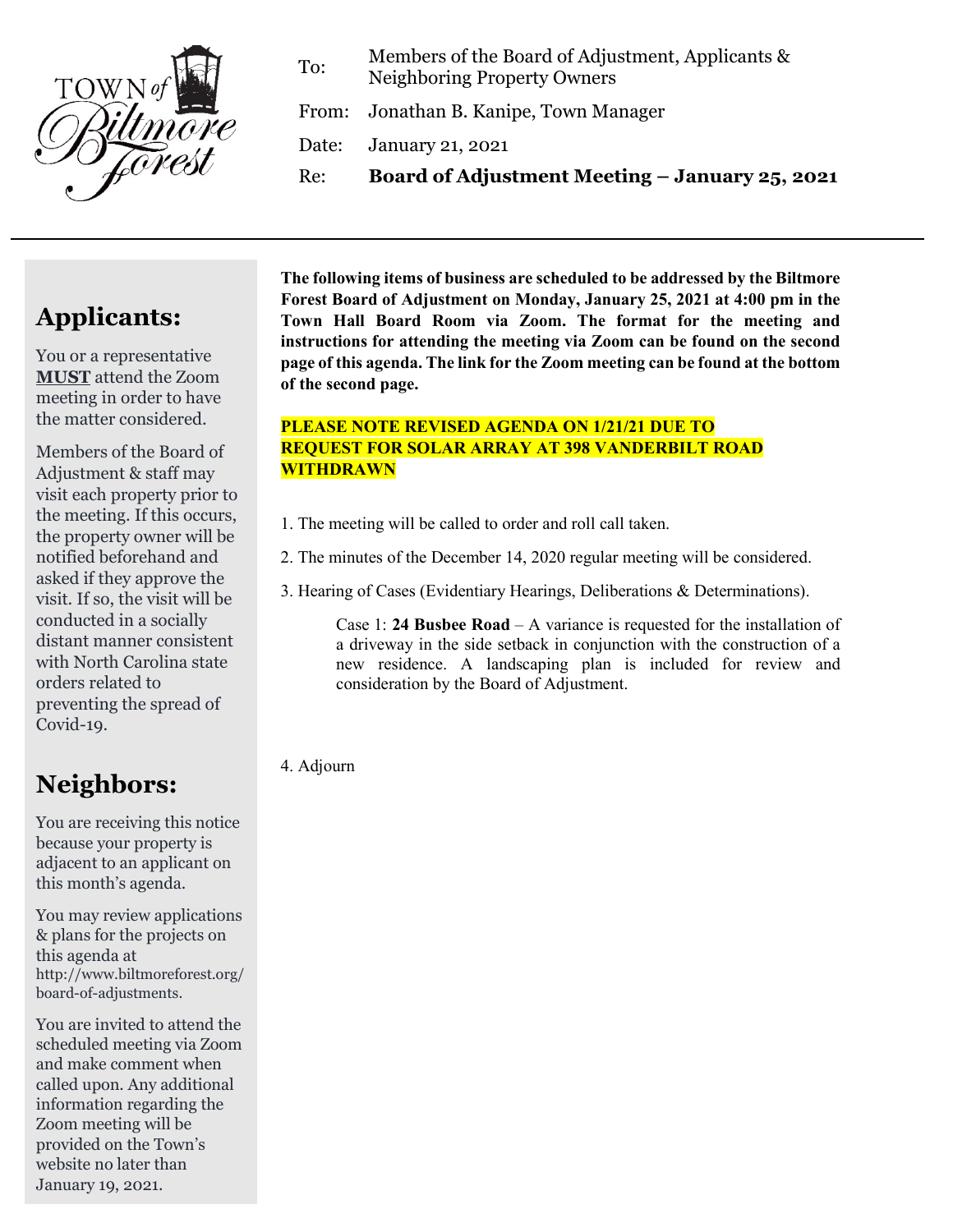TOWN of Biltmore Forest

To: Members of the Board of Adjustment, Applicants & Neighboring Property Owners

From: Jonathan B. Kanipe, Town Manager

Date: January 21, 2021

Re: **Board of Adjustment Meeting – January 25, 2021**

---

**The following items of business are scheduled to be addressed by the Biltmore Forest Board of Adjustment on Monday, January 25, 2021 at 4:00 pm in the Town Hall Board Room via Zoom. The format for the meeting and instructions for attending the meeting via Zoom can be found on the second page of this agenda. The link for the Zoom meeting can be found at the bottom of the second page.**

**PLEASE NOTE REVISED AGENDA ON 1/21/21 DUE TO REQUEST FOR SOLAR ARRAY AT 398 VANDERBILT ROAD WITHDRAWN**

1. The meeting will be called to order and roll call taken.
2. The minutes of the December 14, 2020 regular meeting will be considered.
3. Hearing of Cases (Evidentiary Hearings, Deliberations & Determinations).

   Case 1: **24 Busbee Road** – A variance is requested for the installation of a driveway in the side setback in conjunction with the construction of a new residence. A landscaping plan is included for review and consideration by the Board of Adjustment.

4. Adjourn

## Applicants:

You or a representative **MUST** attend the Zoom meeting in order to have the matter considered.

Members of the Board of Adjustment & staff may visit each property prior to the meeting. If this occurs, the property owner will be notified beforehand and asked if they approve the visit. If so, the visit will be conducted in a socially distant manner consistent with North Carolina state orders related to preventing the spread of Covid-19.

## Neighbors:

You are receiving this notice because your property is adjacent to an applicant on this month's agenda.

You may review applications & plans for the projects on this agenda at http://www.biltmoreforest.org/board-of-adjustments.

You are invited to attend the scheduled meeting via Zoom and make comment when called upon. Any additional information regarding the Zoom meeting will be provided on the Town's website no later than January 19, 2021.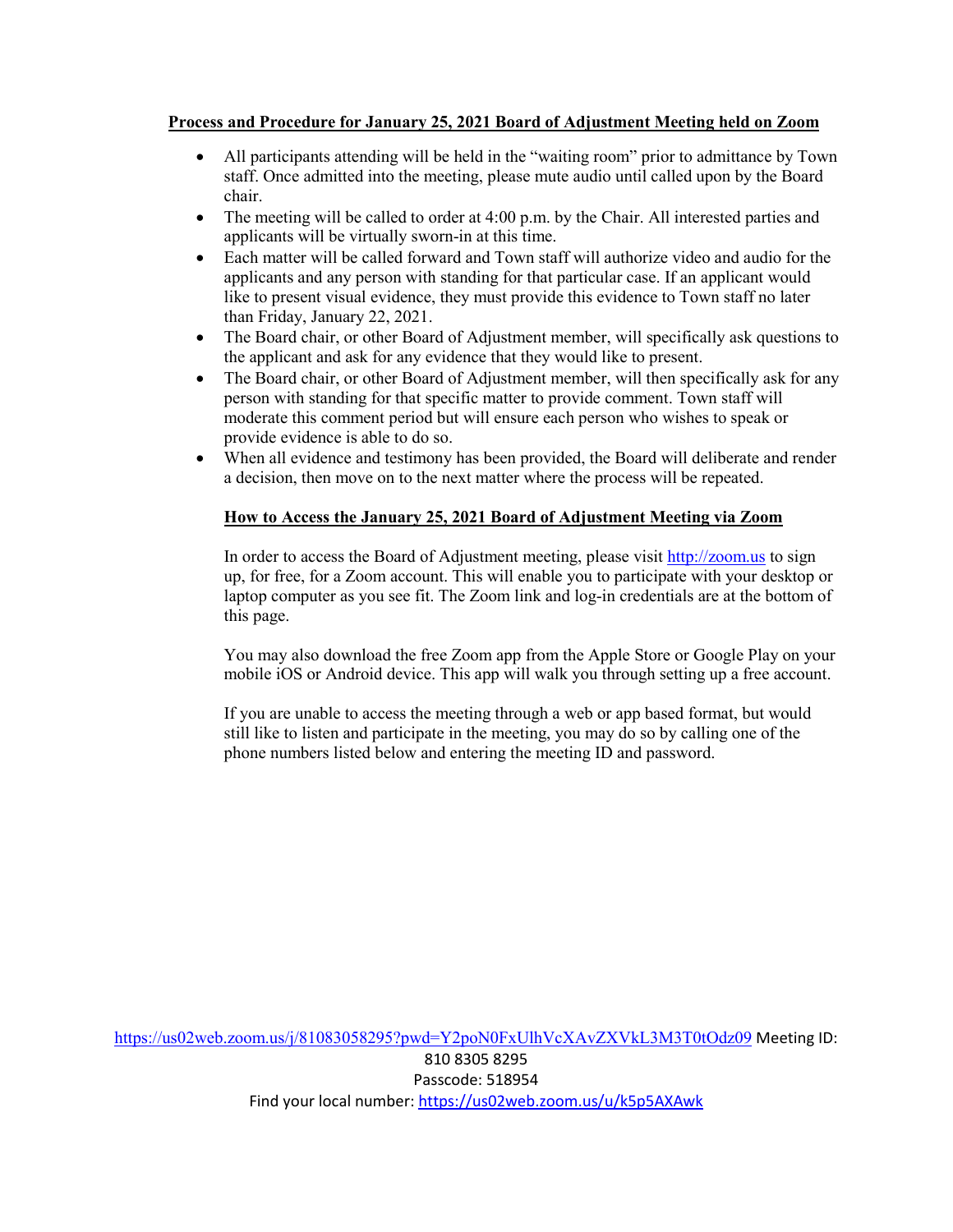## Process and Procedure for January 25, 2021 Board of Adjustment Meeting held on Zoom

- All participants attending will be held in the "waiting room" prior to admittance by Town staff. Once admitted into the meeting, please mute audio until called upon by the Board chair.
- The meeting will be called to order at 4:00 p.m. by the Chair. All interested parties and applicants will be virtually sworn-in at this time.
- Each matter will be called forward and Town staff will authorize video and audio for the applicants and any person with standing for that particular case. If an applicant would like to present visual evidence, they must provide this evidence to Town staff no later than Friday, January 22, 2021.
- The Board chair, or other Board of Adjustment member, will specifically ask questions to the applicant and ask for any evidence that they would like to present.
- The Board chair, or other Board of Adjustment member, will then specifically ask for any person with standing for that specific matter to provide comment. Town staff will moderate this comment period but will ensure each person who wishes to speak or provide evidence is able to do so.
- When all evidence and testimony has been provided, the Board will deliberate and render a decision, then move on to the next matter where the process will be repeated.

## How to Access the January 25, 2021 Board of Adjustment Meeting via Zoom

In order to access the Board of Adjustment meeting, please visit http://zoom.us to sign up, for free, for a Zoom account. This will enable you to participate with your desktop or laptop computer as you see fit. The Zoom link and log-in credentials are at the bottom of this page.

You may also download the free Zoom app from the Apple Store or Google Play on your mobile iOS or Android device. This app will walk you through setting up a free account.

If you are unable to access the meeting through a web or app based format, but would still like to listen and participate in the meeting, you may do so by calling one of the phone numbers listed below and entering the meeting ID and password.

https://us02web.zoom.us/j/81083058295?pwd=Y2poN0FxUlhVcXAvZXVkL3M3T0tOdz09 Meeting ID: 810 8305 8295
Passcode: 518954
Find your local number: https://us02web.zoom.us/u/k5p5AXAwk